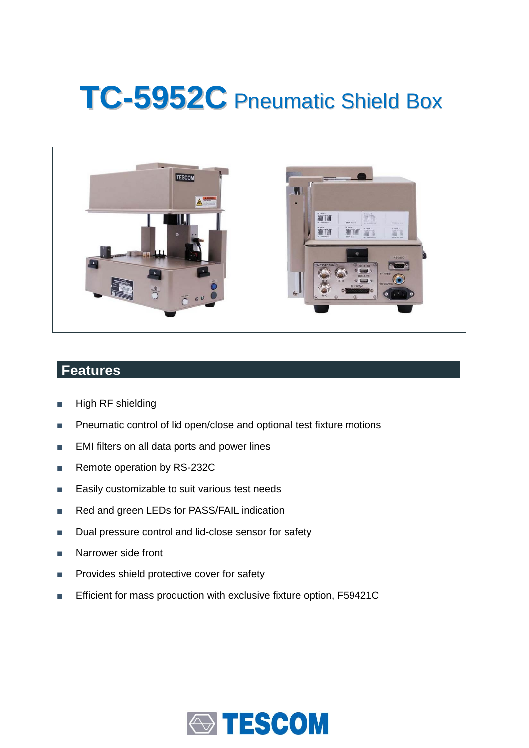# TC-5952C Pneumatic Shield Box

## Features

- High RF shielding
- Pneumatic control of lid open/close and optional test fixture motions
- EMI filters on all data ports and power lines
- Remote operation by RS-232C
- Easily customizable to suit various test needs
- Red and green LEDs for PASS/FAIL indication
- Dual pressure control and lid-close sensor for safety
- Narrower side front
- Provides shield protective cover for safety
- Efficient for mass production with exclusive fixture option, F59421C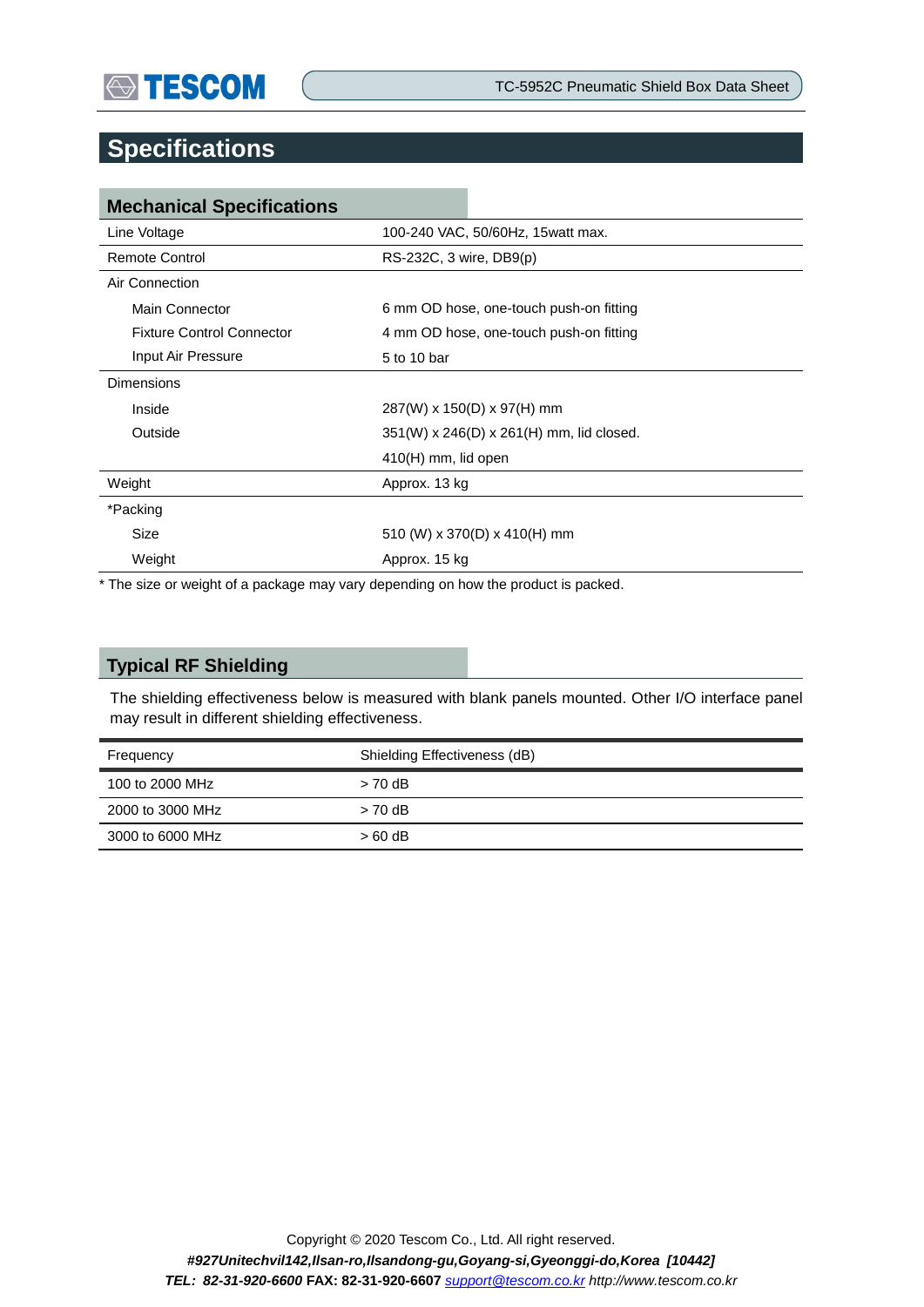# Specifications

## Mechanical Specifications

| | |
|---|---|
| Line Voltage | 100-240 VAC, 50/60Hz, 15watt max. |
| Remote Control | RS-232C, 3 wire, DB9(p) |
| Air Connection | |
| Main Connector | 6 mm OD hose, one-touch push-on fitting |
| Fixture Control Connector | 4 mm OD hose, one-touch push-on fitting |
| Input Air Pressure | 5 to 10 bar |
| Dimensions | |
| Inside | 287(W) x 150(D) x 97(H) mm |
| Outside | 351(W) x 246(D) x 261(H) mm, lid closed. |
| | 410(H) mm, lid open |
| Weight | Approx. 13 kg |
| *Packing | |
| Size | 510 (W) x 370(D) x 410(H) mm |
| Weight | Approx. 15 kg |

* The size or weight of a package may vary depending on how the product is packed.

## Typical RF Shielding

The shielding effectiveness below is measured with blank panels mounted. Other I/O interface panel may result in different shielding effectiveness.

| Frequency | Shielding Effectiveness (dB) |
|---|---|
| 100 to 2000 MHz | > 70 dB |
| 2000 to 3000 MHz | > 70 dB |
| 3000 to 6000 MHz | > 60 dB |

Copyright © 2020 Tescom Co., Ltd. All right reserved.

***#927Unitechvil142,Ilsan-ro,Ilsandong-gu,Goyang-si,Gyeonggi-do,Korea [10442]***

***TEL: 82-31-920-6600*** **FAX: 82-31-920-6607** *support@tescom.co.kr http://www.tescom.co.kr*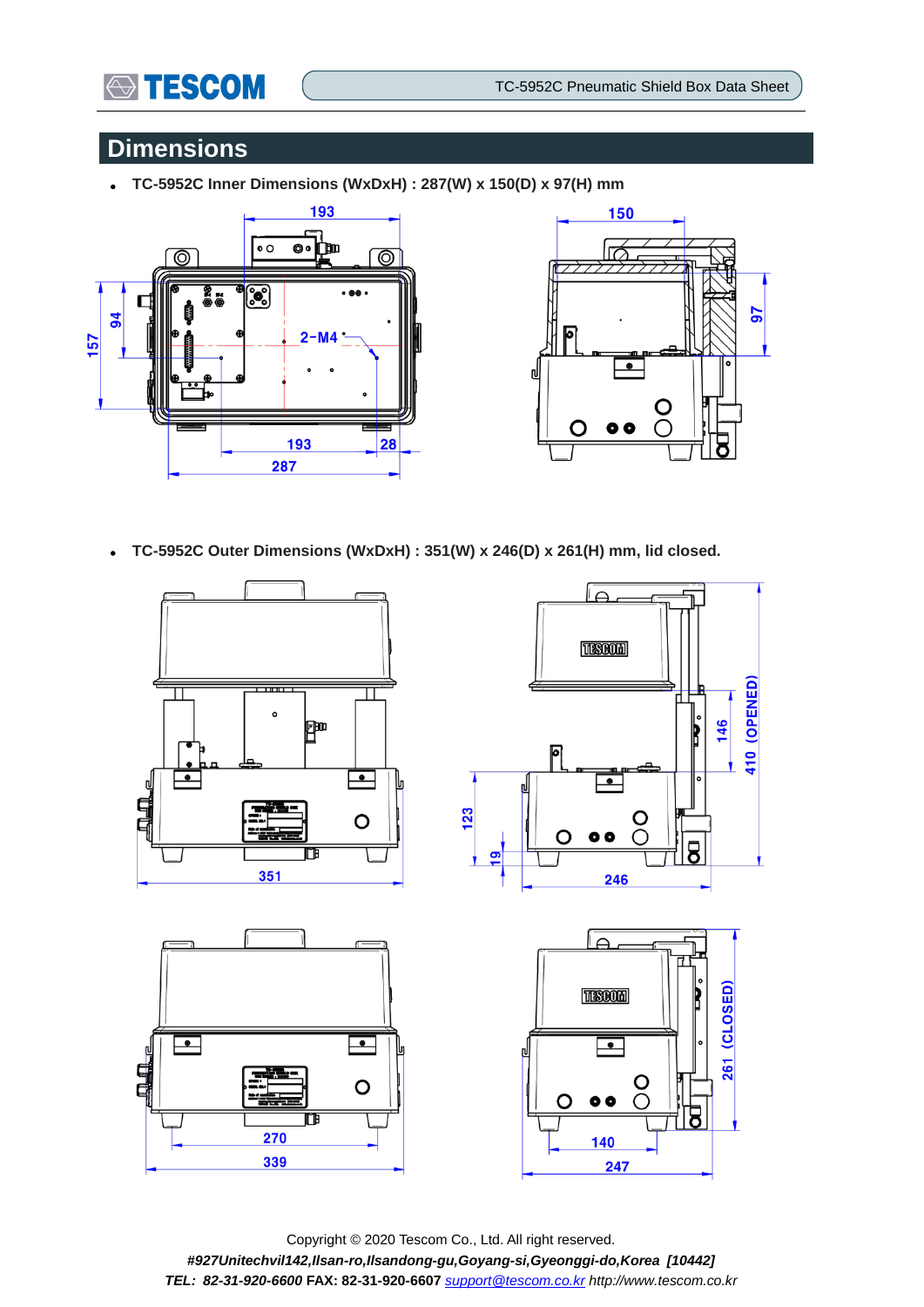## Dimensions

- **TC-5952C Inner Dimensions (WxDxH) : 287(W) x 150(D) x 97(H) mm**

- **TC-5952C Outer Dimensions (WxDxH) : 351(W) x 246(D) x 261(H) mm, lid closed.**

Copyright © 2020 Tescom Co., Ltd. All right reserved.

***#927Unitechvil142,Ilsan-ro,Ilsandong-gu,Goyang-si,Gyeonggi-do,Korea [10442]***

***TEL: 82-31-920-6600*** **FAX: 82-31-920-6607** *support@tescom.co.kr http://www.tescom.co.kr*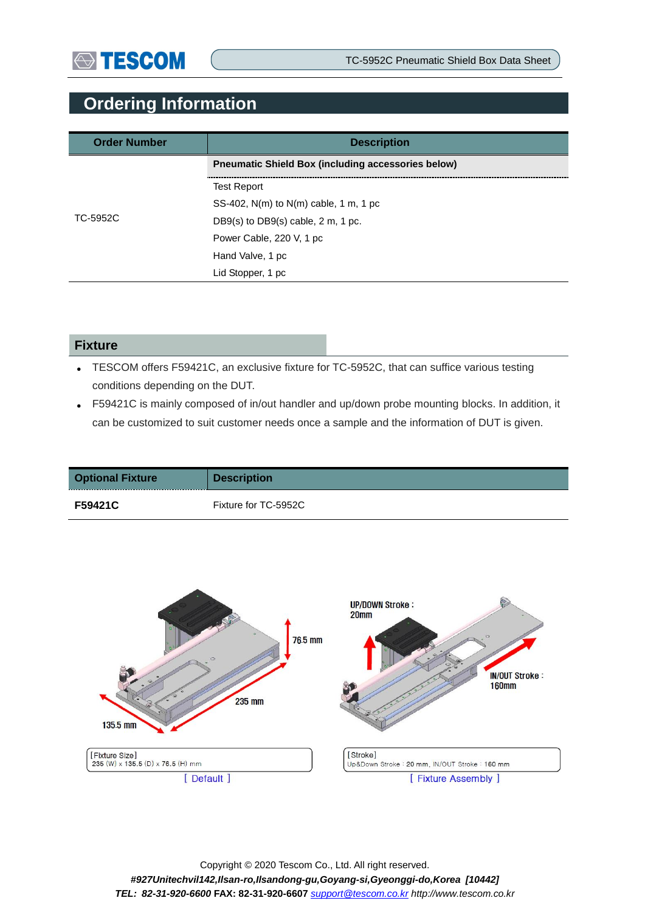## Ordering Information

| Order Number | Description |
|---|---|
| TC-5952C | **Pneumatic Shield Box (including accessories below)** |
| | Test Report |
| | SS-402, N(m) to N(m) cable, 1 m, 1 pc |
| | DB9(s) to DB9(s) cable, 2 m, 1 pc. |
| | Power Cable, 220 V, 1 pc |
| | Hand Valve, 1 pc |
| | Lid Stopper, 1 pc |

## Fixture

- TESCOM offers F59421C, an exclusive fixture for TC-5952C, that can suffice various testing conditions depending on the DUT.
- F59421C is mainly composed of in/out handler and up/down probe mounting blocks. In addition, it can be customized to suit customer needs once a sample and the information of DUT is given.

| Optional Fixture | Description |
|---|---|
| **F59421C** | Fixture for TC-5952C |

76.5 mm

235 mm

135.5 mm

[Fixture Size]
235 (W) x 135.5 (D) x 76.5 (H) mm

[ Default ]

UP/DOWN Stroke : 20mm

IN/OUT Stroke : 160mm

[Stroke]
Up&Down Stroke : 20 mm, IN/OUT Stroke : 160 mm

[ Fixture Assembly ]

Copyright © 2020 Tescom Co., Ltd. All right reserved.

***#927Unitechvil142,Ilsan-ro,Ilsandong-gu,Goyang-si,Gyeonggi-do,Korea [10442]***

***TEL: 82-31-920-6600*** **FAX: 82-31-920-6607** *support@tescom.co.kr* *http://www.tescom.co.kr*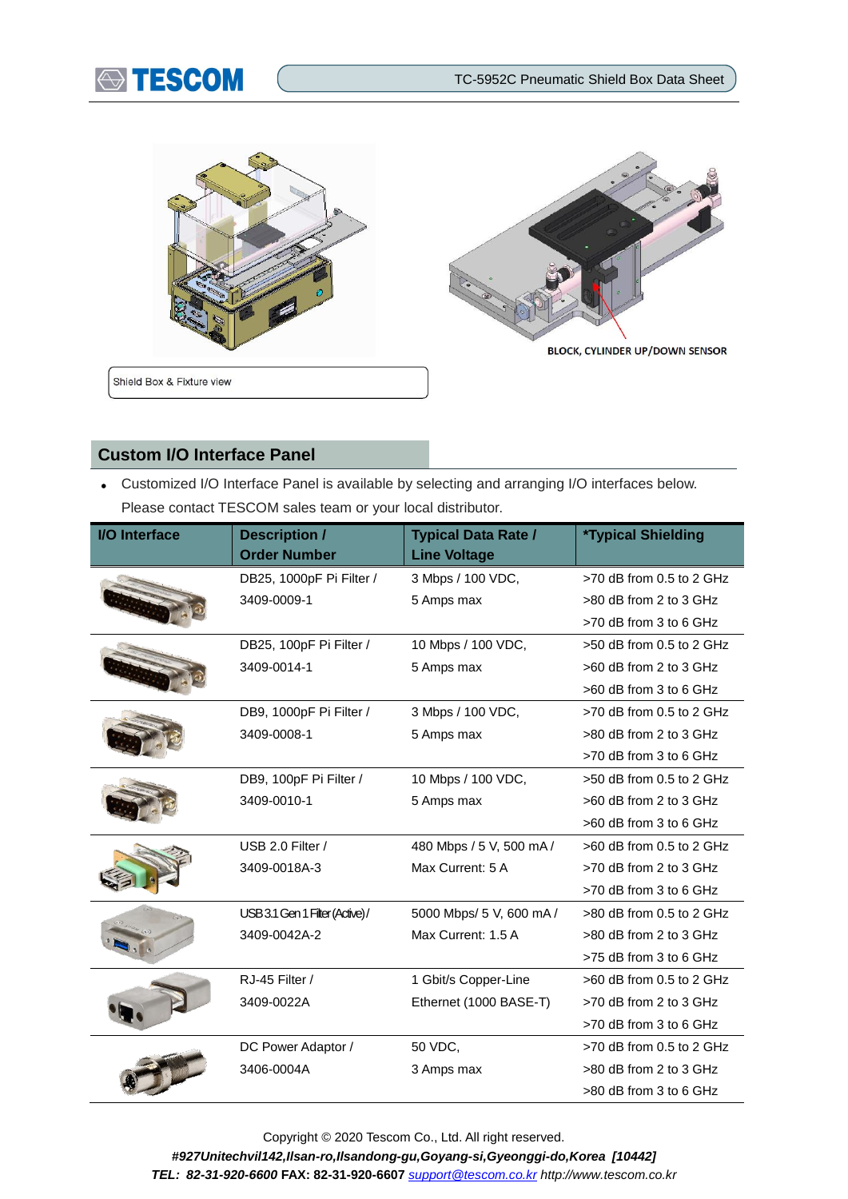BLOCK, CYLINDER UP/DOWN SENSOR

Shield Box & Fixture view

## Custom I/O Interface Panel

- Customized I/O Interface Panel is available by selecting and arranging I/O interfaces below. Please contact TESCOM sales team or your local distributor.

| I/O Interface | Description / Order Number | Typical Data Rate / Line Voltage | *Typical Shielding |
|---|---|---|---|
| | DB25, 1000pF Pi Filter / 3409-0009-1 | 3 Mbps / 100 VDC, 5 Amps max | >70 dB from 0.5 to 2 GHz<br>>80 dB from 2 to 3 GHz<br>>70 dB from 3 to 6 GHz |
| | DB25, 100pF Pi Filter / 3409-0014-1 | 10 Mbps / 100 VDC, 5 Amps max | >50 dB from 0.5 to 2 GHz<br>>60 dB from 2 to 3 GHz<br>>60 dB from 3 to 6 GHz |
| | DB9, 1000pF Pi Filter / 3409-0008-1 | 3 Mbps / 100 VDC, 5 Amps max | >70 dB from 0.5 to 2 GHz<br>>80 dB from 2 to 3 GHz<br>>70 dB from 3 to 6 GHz |
| | DB9, 100pF Pi Filter / 3409-0010-1 | 10 Mbps / 100 VDC, 5 Amps max | >50 dB from 0.5 to 2 GHz<br>>60 dB from 2 to 3 GHz<br>>60 dB from 3 to 6 GHz |
| | USB 2.0 Filter / 3409-0018A-3 | 480 Mbps / 5 V, 500 mA / Max Current: 5 A | >60 dB from 0.5 to 2 GHz<br>>70 dB from 2 to 3 GHz<br>>70 dB from 3 to 6 GHz |
| | USB 3.1 Gen 1 Filter (Active) / 3409-0042A-2 | 5000 Mbps/ 5 V, 600 mA / Max Current: 1.5 A | >80 dB from 0.5 to 2 GHz<br>>80 dB from 2 to 3 GHz<br>>75 dB from 3 to 6 GHz |
| | RJ-45 Filter / 3409-0022A | 1 Gbit/s Copper-Line Ethernet (1000 BASE-T) | >60 dB from 0.5 to 2 GHz<br>>70 dB from 2 to 3 GHz<br>>70 dB from 3 to 6 GHz |
| | DC Power Adaptor / 3406-0004A | 50 VDC, 3 Amps max | >70 dB from 0.5 to 2 GHz<br>>80 dB from 2 to 3 GHz<br>>80 dB from 3 to 6 GHz |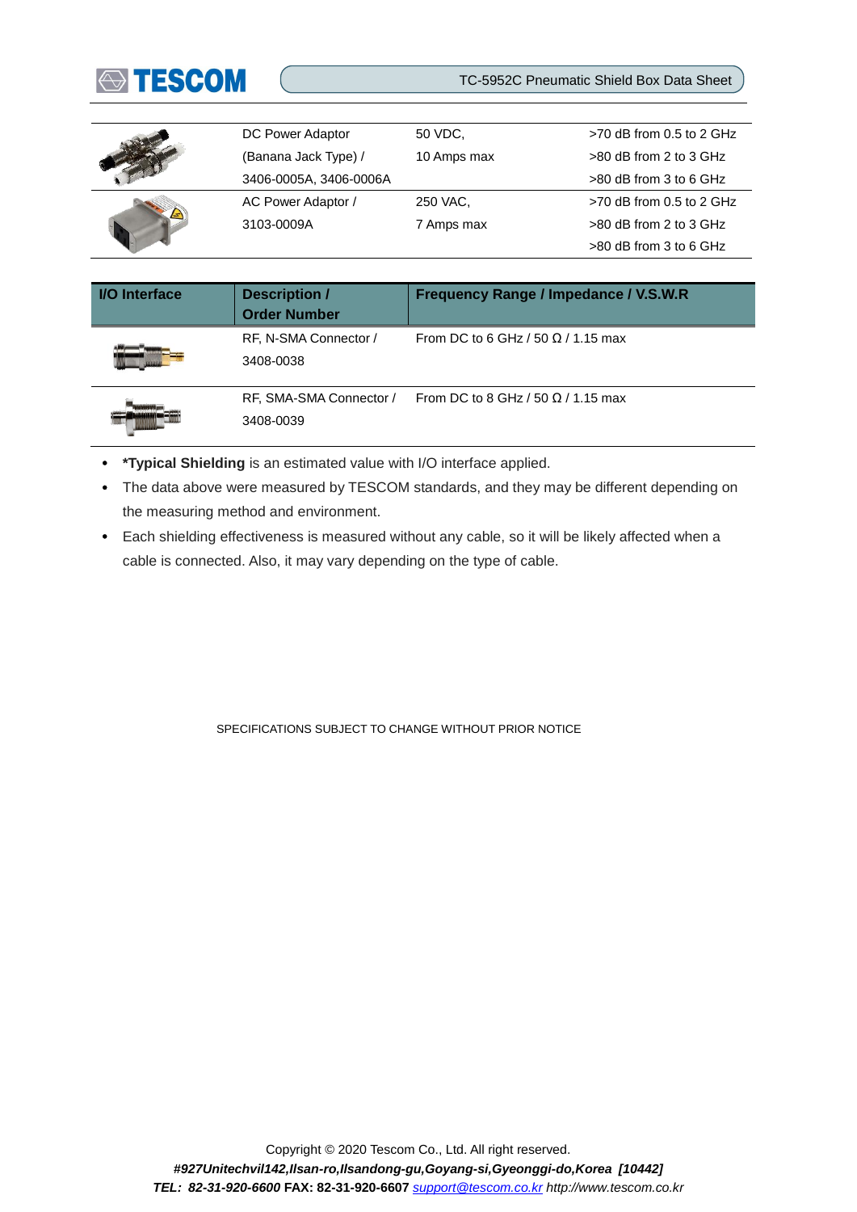| | | | |
|---|---|---|---|
| | DC Power Adaptor (Banana Jack Type) / 3406-0005A, 3406-0006A | 50 VDC, 10 Amps max | >70 dB from 0.5 to 2 GHz<br>>80 dB from 2 to 3 GHz<br>>80 dB from 3 to 6 GHz |
| | AC Power Adaptor / 3103-0009A | 250 VAC, 7 Amps max | >70 dB from 0.5 to 2 GHz<br>>80 dB from 2 to 3 GHz<br>>80 dB from 3 to 6 GHz |

| I/O Interface | Description / Order Number | Frequency Range / Impedance / V.S.W.R |
|---|---|---|
| | RF, N-SMA Connector / 3408-0038 | From DC to 6 GHz / 50 Ω / 1.15 max |
| | RF, SMA-SMA Connector / 3408-0039 | From DC to 8 GHz / 50 Ω / 1.15 max |

- **\*Typical Shielding** is an estimated value with I/O interface applied.
- The data above were measured by TESCOM standards, and they may be different depending on the measuring method and environment.
- Each shielding effectiveness is measured without any cable, so it will be likely affected when a cable is connected. Also, it may vary depending on the type of cable.

SPECIFICATIONS SUBJECT TO CHANGE WITHOUT PRIOR NOTICE

Copyright © 2020 Tescom Co., Ltd. All right reserved.

***#927Unitechvil142,Ilsan-ro,Ilsandong-gu,Goyang-si,Gyeonggi-do,Korea [10442]***

***TEL: 82-31-920-6600*** **FAX: 82-31-920-6607** *support@tescom.co.kr http://www.tescom.co.kr*